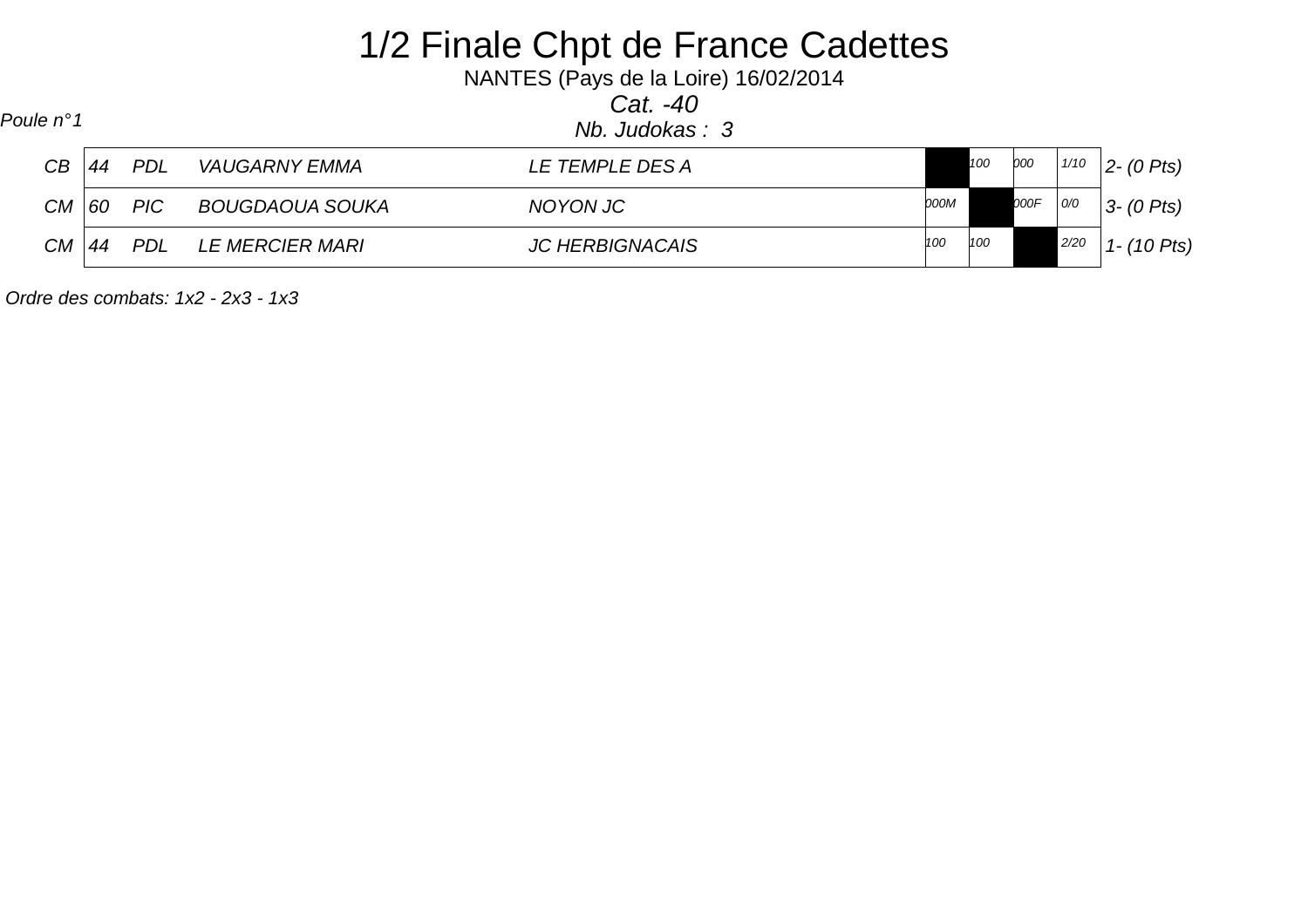# 1/2 Finale Chpt de France Cadettes

NANTES (Pays de la Loire) 16/02/2014

*Cat. -40*

*Poule n°1*

*Nb. Judokas : 3*

| | | | | | 1 | 2 | 3 | | |
|---|---|---|---|---|---|---|---|---|---|
| CB | 44 | PDL | VAUGARNY EMMA | LE TEMPLE DES A | | 100 | 000 | 1/10 | 2- (0 Pts) |
| CM | 60 | PIC | BOUGDAOUA SOUKA | NOYON JC | 000M | | 000F | 0/0 | 3- (0 Pts) |
| CM | 44 | PDL | LE MERCIER MARI | JC HERBIGNACAIS | 100 | 100 | | 2/20 | 1- (10 Pts) |

*Ordre des combats: 1x2 - 2x3 - 1x3*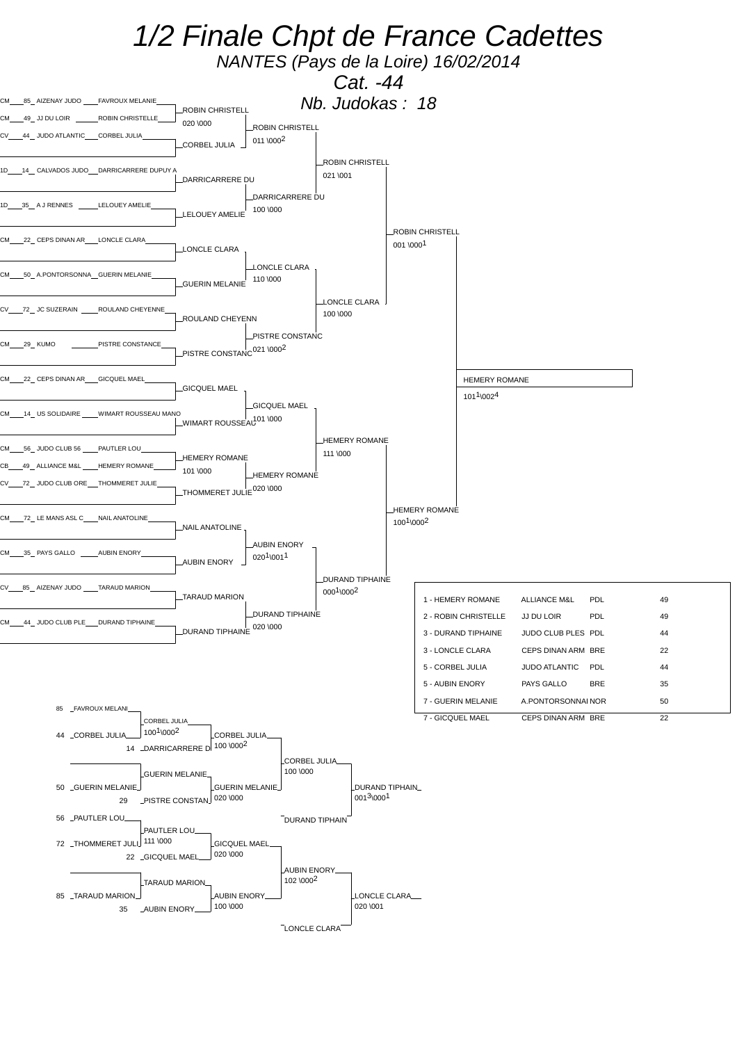# 1/2 Finale Chpt de France Cadettes

*NANTES (Pays de la Loire) 16/02/2014*

*Cat. -44*

*Nb. Judokas : 18*

## Tableau principal

| Cat. | Dépt | Club | Judoka |
|---|---|---|---|
| CM | 85 | AIZENAY JUDO | FAVROUX MELANIE |
| CM | 49 | JJ DU LOIR | ROBIN CHRISTELLE |
| CV | 44 | JUDO ATLANTIC | CORBEL JULIA |
| 1D | 14 | CALVADOS JUDO | DARRICARRERE DUPUY A |
| 1D | 35 | A J RENNES | LELOUEY AMELIE |
| CM | 22 | CEPS DINAN AR | LONCLE CLARA |
| CM | 50 | A.PONTORSONNA | GUERIN MELANIE |
| CV | 72 | JC SUZERAIN | ROULAND CHEYENNE |
| CM | 29 | KUMO | PISTRE CONSTANCE |
| CM | 22 | CEPS DINAN AR | GICQUEL MAEL |
| CM | 14 | US SOLIDAIRE | WIMART ROUSSEAU MANO |
| CM | 56 | JUDO CLUB 56 | PAUTLER LOU |
| CB | 49 | ALLIANCE M&L | HEMERY ROMANE |
| CV | 72 | JUDO CLUB ORE | THOMMERET JULIE |
| CM | 72 | LE MANS ASL C | NAIL ANATOLINE |
| CM | 35 | PAYS GALLO | AUBIN ENORY |
| CV | 85 | AIZENAY JUDO | TARAUD MARION |
| CM | 44 | JUDO CLUB PLE | DURAND TIPHAINE |

### Tour 1
- FAVROUX MELANIE / ROBIN CHRISTELLE → ROBIN CHRISTELL (020 \000)
- PISTRE CONSTANCE / GICQUEL MAEL : —
- PAUTLER LOU / HEMERY ROMANE → HEMERY ROMANE (101 \000)

### Tour 2
- ROBIN CHRISTELL / CORBEL JULIA → ROBIN CHRISTELL (011 \000²)
- DARRICARRERE DU / LELOUEY AMELIE → DARRICARRERE DU (100 \000)
- LONCLE CLARA / GUERIN MELANIE → LONCLE CLARA (110 \000)
- ROULAND CHEYENN / PISTRE CONSTANC → PISTRE CONSTANC (021 \000²)
- GICQUEL MAEL / WIMART ROUSSEAU → GICQUEL MAEL (101 \000)
- HEMERY ROMANE / THOMMERET JULIE → HEMERY ROMANE (020 \000)
- NAIL ANATOLINE / AUBIN ENORY → AUBIN ENORY (020¹\001¹)
- TARAUD MARION / DURAND TIPHAINE → DURAND TIPHAINE (020 \000)

### Quarts de finale
- ROBIN CHRISTELL / DARRICARRERE DU → ROBIN CHRISTELL (021 \001)
- LONCLE CLARA / PISTRE CONSTANC → LONCLE CLARA (100 \000)
- GICQUEL MAEL / HEMERY ROMANE → HEMERY ROMANE (111 \000)
- AUBIN ENORY / DURAND TIPHAINE → DURAND TIPHAINE (000¹\000²)

### Demi-finales
- ROBIN CHRISTELL / LONCLE CLARA → ROBIN CHRISTELL (001 \000¹)
- HEMERY ROMANE / DURAND TIPHAINE → HEMERY ROMANE (100¹\000²)

### Finale
- ROBIN CHRISTELL / HEMERY ROMANE → HEMERY ROMANE (101¹\002⁴)

## Classement

| Place | Judoka | Club | Ligue | Dépt |
|---|---|---|---|---|
| 1 | HEMERY ROMANE | ALLIANCE M&L | PDL | 49 |
| 2 | ROBIN CHRISTELLE | JJ DU LOIR | PDL | 49 |
| 3 | DURAND TIPHAINE | JUDO CLUB PLES | PDL | 44 |
| 3 | LONCLE CLARA | CEPS DINAN ARM | BRE | 22 |
| 5 | CORBEL JULIA | JUDO ATLANTIC | PDL | 44 |
| 5 | AUBIN ENORY | PAYS GALLO | BRE | 35 |
| 7 | GUERIN MELANIE | A.PONTORSONNAI | NOR | 50 |
| 7 | GICQUEL MAEL | CEPS DINAN ARM | BRE | 22 |

## Repêchages

### Haut
- 85 FAVROUX MELANI / 44 CORBEL JULIA → CORBEL JULIA (100¹\000²)
- CORBEL JULIA / 14 DARRICARRERE D → CORBEL JULIA (100 \000²)
- 50 GUERIN MELANIE → GUERIN MELANIE
- GUERIN MELANIE / 29 PISTRE CONSTAN → GUERIN MELANIE (020 \000)
- CORBEL JULIA / GUERIN MELANIE → CORBEL JULIA (100 \000)
- CORBEL JULIA / DURAND TIPHAIN → DURAND TIPHAIN (001³\000¹)

### Bas
- 56 PAUTLER LOU / 72 THOMMERET JULI → PAUTLER LOU (111 \000)
- PAUTLER LOU / 22 GICQUEL MAEL → GICQUEL MAEL (020 \000)
- 85 TARAUD MARION → TARAUD MARION
- TARAUD MARION / 35 AUBIN ENORY → AUBIN ENORY (100 \000)
- GICQUEL MAEL / AUBIN ENORY → AUBIN ENORY (102 \000²)
- AUBIN ENORY / LONCLE CLARA → LONCLE CLARA (020 \001)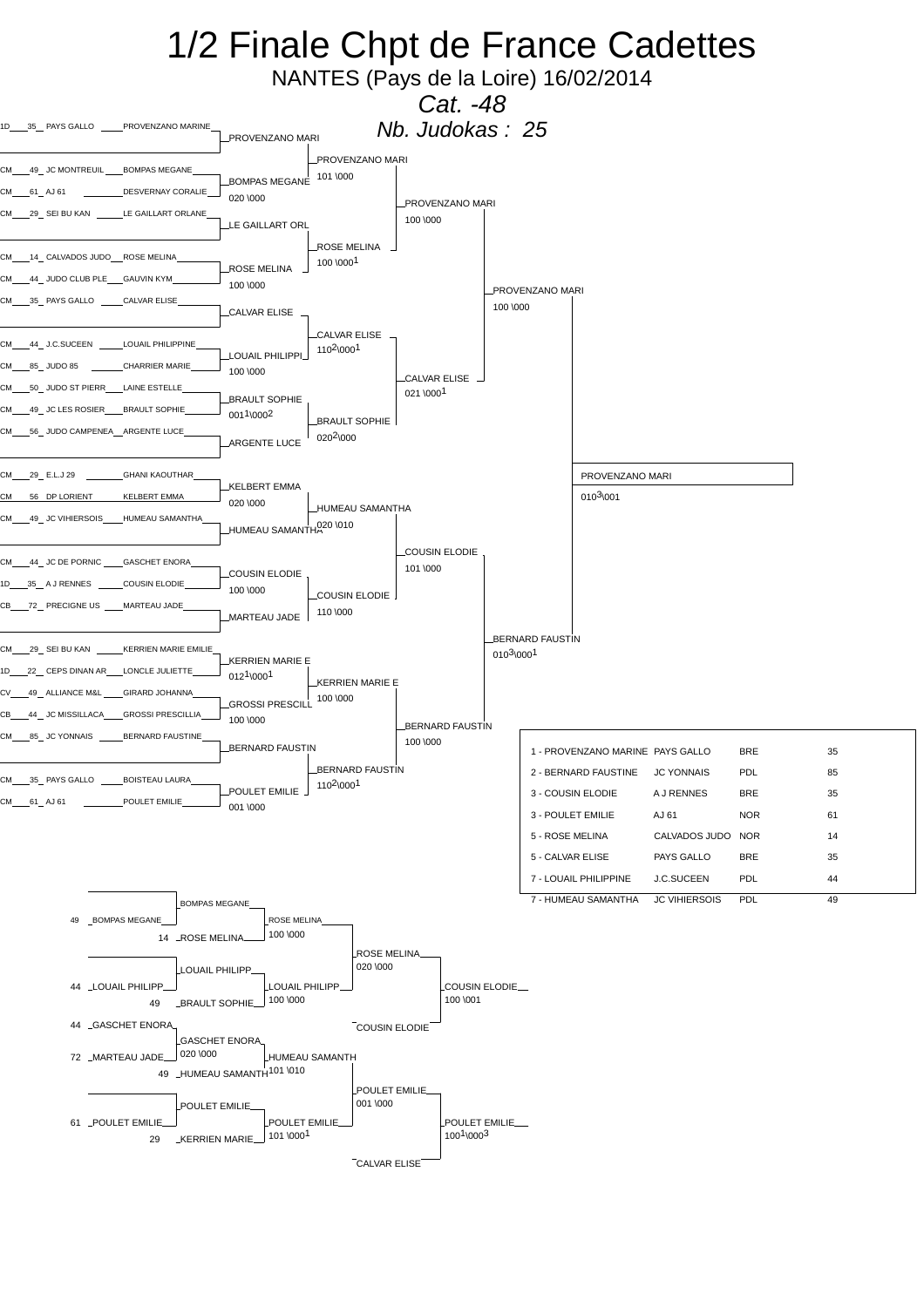# 1/2 Finale Chpt de France Cadettes

NANTES (Pays de la Loire) 16/02/2014

*Cat. -48*

*Nb. Judokas : 25*

## Tableau principal

| Cat. | Club | Nom |
|---|---|---|
| 1D | 35 PAYS GALLO | PROVENZANO MARINE |
| CM | 49 JC MONTREUIL | BOMPAS MEGANE |
| CM | 61 AJ 61 | DESVERNAY CORALIE |
| CM | 29 SEI BU KAN | LE GAILLART ORLANE |
| CM | 14 CALVADOS JUDO | ROSE MELINA |
| CM | 44 JUDO CLUB PLE | GAUVIN KYM |
| CM | 35 PAYS GALLO | CALVAR ELISE |
| CM | 44 J.C.SUCEEN | LOUAIL PHILIPPINE |
| CM | 85 JUDO 85 | CHARRIER MARIE |
| CM | 50 JUDO ST PIERR | LAINE ESTELLE |
| CM | 49 JC LES ROSIER | BRAULT SOPHIE |
| CM | 56 JUDO CAMPENEA | ARGENTE LUCE |
| CM | 29 E.L.J 29 | GHANI KAOUTHAR |
| CM | 56 DP LORIENT | KELBERT EMMA |
| CM | 49 JC VIHIERSOIS | HUMEAU SAMANTHA |
| CM | 44 JC DE PORNIC | GASCHET ENORA |
| 1D | 35 A J RENNES | COUSIN ELODIE |
| CB | 72 PRECIGNE US | MARTEAU JADE |
| CM | 29 SEI BU KAN | KERRIEN MARIE EMILIE |
| 1D | 22 CEPS DINAN AR | LONCLE JULIETTE |
| CV | 49 ALLIANCE M&L | GIRARD JOHANNA |
| CB | 44 JC MISSILLACA | GROSSI PRESCILLIA |
| CM | 85 JC YONNAIS | BERNARD FAUSTINE |
| CM | 35 PAYS GALLO | BOISTEAU LAURA |
| CM | 61 AJ 61 | POULET EMILIE |

### 1er tour
- PROVENZANO MARI
- BOMPAS MEGANE 020 \000
- LE GAILLART ORL
- ROSE MELINA 100 \000
- CALVAR ELISE
- LOUAIL PHILIPPI 100 \000
- BRAULT SOPHIE 0011\0002
- ARGENTE LUCE
- KELBERT EMMA 020 \000
- HUMEAU SAMANTHA
- COUSIN ELODIE 100 \000
- MARTEAU JADE
- KERRIEN MARIE E 0121\0001
- GROSSI PRESCILL 100 \000
- BERNARD FAUSTIN
- POULET EMILIE 001 \000

### 2e tour
- PROVENZANO MARI 101 \000
- ROSE MELINA 100 \0001
- CALVAR ELISE 1102\0001
- BRAULT SOPHIE 0202\000
- HUMEAU SAMANTHA 020 \010
- COUSIN ELODIE 110 \000
- KERRIEN MARIE E 100 \000
- BERNARD FAUSTIN 1102\0001

### Quarts de finale
- PROVENZANO MARI 100 \000
- CALVAR ELISE 021 \0001
- COUSIN ELODIE 101 \000
- BERNARD FAUSTIN 100 \000

### Demi-finales
- PROVENZANO MARI 100 \000
- BERNARD FAUSTIN 0103\0001

### Finale
- PROVENZANO MARI 0103\001

## Classement

| Place | Nom | Club | Ligue | Dép. |
|---|---|---|---|---|
| 1 | PROVENZANO MARINE | PAYS GALLO | BRE | 35 |
| 2 | BERNARD FAUSTINE | JC YONNAIS | PDL | 85 |
| 3 | COUSIN ELODIE | A J RENNES | BRE | 35 |
| 3 | POULET EMILIE | AJ 61 | NOR | 61 |
| 5 | ROSE MELINA | CALVADOS JUDO | NOR | 14 |
| 5 | CALVAR ELISE | PAYS GALLO | BRE | 35 |
| 7 | LOUAIL PHILIPPINE | J.C.SUCEEN | PDL | 44 |
| 7 | HUMEAU SAMANTHA | JC VIHIERSOIS | PDL | 49 |

## Repêchages

- BOMPAS MEGANE
- 49 BOMPAS MEGANE / 14 ROSE MELINA → ROSE MELINA 100 \000
- LOUAIL PHILIPP
- 44 LOUAIL PHILIPP / 49 BRAULT SOPHIE → LOUAIL PHILIPP 100 \000
- ROSE MELINA 020 \000
- COUSIN ELODIE 100 \001
- COUSIN ELODIE
- 44 GASCHET ENORA
- GASCHET ENORA 020 \000
- 72 MARTEAU JADE / 49 HUMEAU SAMANTH → HUMEAU SAMANTH 101 \010
- POULET EMILIE 001 \000
- POULET EMILIE
- 61 POULET EMILIE / 29 KERRIEN MARIE → POULET EMILIE 101 \0001
- POULET EMILIE 1001\0003
- CALVAR ELISE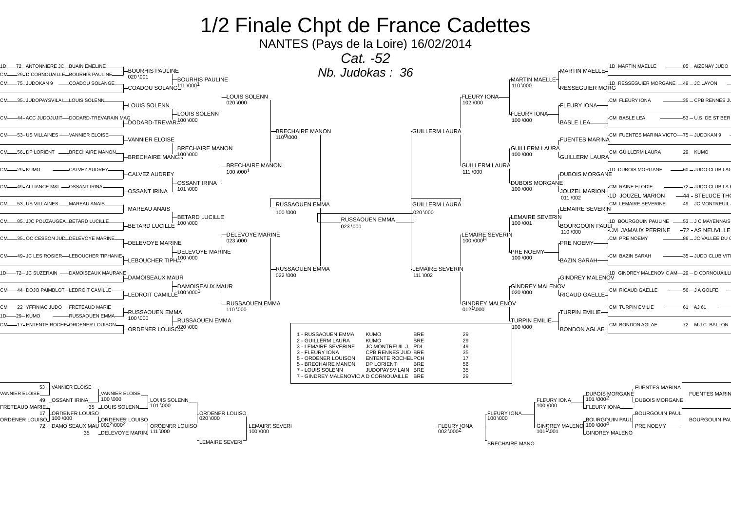# 1/2 Finale Chpt de France Cadettes

NANTES (Pays de la Loire) 16/02/2014

*Cat. -52*

*Nb. Judokas : 36*

## Tableau principal (partie gauche)

| Statut | Dépt | Club | Judoka |
|---|---|---|---|
| 1D | 72 | ANTONNIERE JC | BUAIN EMELINE |
| CM | 29 | D CORNOUAILLE | BOURHIS PAULINE |
| CM | 75 | JUDOKAN 9 | COADOU SOLANGE |
| CM | 35 | JUDOPAYSVILAI | LOUIS SOLENN |
| CM | 44 | ACC JUDOJUJIT | DODARD-TREVARAIN MAG |
| CM | 53 | US VILLAINES | VANNIER ELOISE |
| CM | 56 | DP LORIENT | BRECHAIRE MANON |
| CM | 29 | KUMO | CALVEZ AUDREY |
| CM | 49 | ALLIANCE M&L | OSSANT IRINA |
| CM | 53 | US VILLAINES | MAREAU ANAIS |
| CM | 85 | JJC POUZAUGEA | BETARD LUCILLE |
| CM | 35 | OC CESSON JUD | DELEVOYE MARINE |
| CM | 49 | JC LES ROSIER | LEBOUCHER TIPHANIE |
| 1D | 72 | JC SUZERAIN | DAMOISEAUX MAURANE |
| CM | 44 | DOJO PAIMBLOT | LEDROIT CAMILLE |
| CM | 22 | YFFINIAC JUDO | FRETEAUD MARIE |
| 1D | 29 | KUMO | RUSSAOUEN EMMA |
| CM | 17 | ENTENTE ROCHE | ORDENER LOUISON |

Résultats :

- BOURHIS PAULINE 020 \001 ; BOURHIS PAULINE 111 \000 1 ; COADOU SOLANGE
- LOUIS SOLENN ; LOUIS SOLENN 020 \000 ; LOUIS SOLENN 100 \000 ; DODARD-TREVARAI
- VANNIER ELOISE ; BRECHAIRE MANON 100 \000 ; BRECHAIRE MANON ; BRECHAIRE MANON 100 \000 1 ; BRECHAIRE MANON 110 0 \000
- CALVEZ AUDREY ; OSSANT IRINA 101 \000 ; OSSANT IRINA
- MAREAU ANAIS ; BETARD LUCILLE 100 \000 ; BETARD LUCILLE ; DELEVOYE MARINE 023 \000
- DELEVOYE MARINE ; DELEVOYE MARINE 100 \000 ; LEBOUCHER TIPH
- DAMOISEAUX MAUR ; DAMOISEAUX MAUR 100 \000 1 ; LEDROIT CAMILLE
- RUSSAOUEN EMMA 100 \000 ; RUSSAOUEN EMMA 020 \000 ; ORDENER LOUISON ; RUSSAOUEN EMMA 110 \000
- RUSSAOUEN EMMA 100 \000 ; RUSSAOUEN EMMA 022 \000

Finale : RUSSAOUEN EMMA 023 \000

## Tableau principal (partie droite)

| Statut | Judoka | Dépt | Club |
|---|---|---|---|
| 1D | MARTIN MAELLE | 85 | AIZENAY JUDO |
| 1D | RESSEGUIER MORGANE | 49 | JC LAYON |
| CM | FLEURY IONA | 35 | CPB RENNES JU |
| CM | BASLE LEA | 53 | U.S. DE ST BER |
| CM | FUENTES MARINA VICTO | 75 | JUDOKAN 9 |
| CM | GUILLERM LAURA | 29 | KUMO |
| 1D | DUBOIS MORGANE | 60 | JUDO CLUB LAC |
| CM | RAINE ELODIE | 72 | JUDO CLUB LA F |
| 1D | JOUZEL MARION | 44 | STELUCE THO |
| CM | LEMAIRE SEVERINE | 49 | JC MONTREUIL |
| 1D | BOURGOUIN PAULINE | 53 | J C MAYENNAIS |
| CM | JAMAUX PERRINE | 72 | AS NEUVILLE |
| CM | PRE NOEMY | 86 | JC VALLEE DU C |
| CM | BAZIN SARAH | 35 | JUDO CLUB VITI |
| 1D | GINDREY MALENOVIC AM | 29 | D CORNOUAILLE |
| CM | RICAUD GAELLE | 56 | J A GOLFE |
| CM | TURPIN EMILIE | 61 | AJ 61 |
| CM | BONDON AGLAE | 72 | M.J.C. BALLON |

Résultats :

- MARTIN MAELLE ; MARTIN MAELLE 110 \000 ; RESSEGUIER MORG
- FLEURY IONA ; FLEURY IONA 100 \000 ; BASLE LEA ; FLEURY IONA 102 \000
- FUENTES MARINA ; GUILLERM LAURA 100 \000 ; GUILLERM LAURA ; GUILLERM LAURA 111 \000
- DUBOIS MORGANE ; DUBOIS MORGANE 100 \000 ; JOUZEL MARION 011 \002
- LEMAIRE SEVERIN ; LEMAIRE SEVERIN 100 \001 ; BOURGOUIN PAULI 110 \000 ; LEMAIRE SEVERIN 100 \000 H
- PRE NOEMY ; PRE NOEMY 100 \000 ; BAZIN SARAH
- GINDREY MALENOV ; GINDREY MALENOV 020 \000 ; RICAUD GAELLE ; GINDREY MALENOV 012 1 \000
- TURPIN EMILIE ; TURPIN EMILIE 100 \000 ; BONDON AGLAE
- GUILLERM LAURA ; GUILLERM LAURA 020 \000
- LEMAIRE SEVERIN 111 \002

## Classement

| Place | Judoka | Club | Ligue | Dépt |
|---|---|---|---|---|
| 1 | RUSSAOUEN EMMA | KUMO | BRE | 29 |
| 2 | GUILLERM LAURA | KUMO | BRE | 29 |
| 3 | LEMAIRE SEVERINE | JC MONTREUIL J | PDL | 49 |
| 3 | FLEURY IONA | CPB RENNES JUD | BRE | 35 |
| 5 | ORDENER LOUISON | ENTENTE ROCHEL | PCH | 17 |
| 5 | BRECHAIRE MANON | DP LORIENT | BRE | 56 |
| 7 | LOUIS SOLENN | JUDOPAYSVILAIN | BRE | 35 |
| 7 | GINDREY MALENOVIC A | D CORNOUAILLE | BRE | 29 |

## Repêchages (gauche)

- 53 VANNIER ELOISE / VANNIER ELOISE → VANNIER ELOISE
- 49 OSSANT IRINA → VANNIER ELOISE 100 \000
- 35 LOUIS SOLENN → LOUIS SOLENN 101 \000
- FRETEAUD MARIE / 17 ORDENER LOUISO → ORDENER LOUISO 100 \000
- 72 DAMOISEAUX MAU → ORDENER LOUISO 0022 \000 2
- 35 DELEVOYE MARIN → ORDENER LOUISO 111 \000
- ORDENER LOUISO 020 \000
- LEMAIRE SEVERI 100 \000 ; LEMAIRE SEVERI

## Repêchages (droite)

- FUENTES MARINA / DUBOIS MORGANE 101 \000 2 → DUBOIS MORGANE → FUENTES MARIN
- FLEURY IONA 100 \000 ; FLEURY IONA
- FLEURY IONA 100 \000
- BOURGOUIN PAUL / BOURGOUIN PAUL 100 \000 4 / PRE NOEMY → BOURGOUIN PAU
- GINDREY MALENO 101 1 \001 ; GINDREY MALENO
- FLEURY IONA 002 \000 2
- BRECHAIRE MANO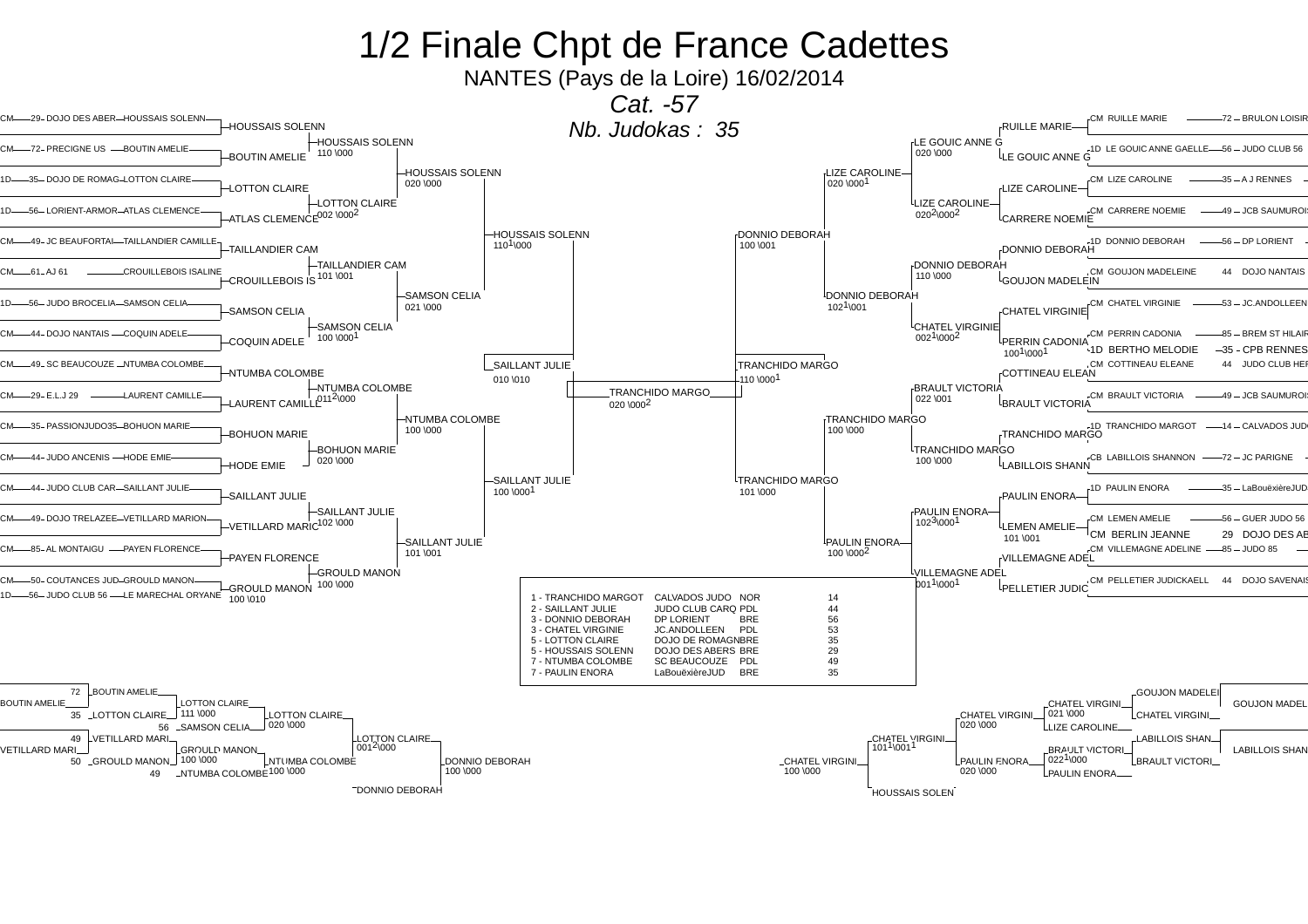# 1/2 Finale Chpt de France Cadettes

NANTES (Pays de la Loire) 16/02/2014

*Cat. -57*

*Nb. Judokas : 35*

## Tableau gauche

| Grade | Dép. | Club | Nom |
|---|---|---|---|
| CM | 29 | DOJO DES ABER | HOUSSAIS SOLENN |
| CM | 72 | PRECIGNE US | BOUTIN AMELIE |
| 1D | 35 | DOJO DE ROMAG | LOTTON CLAIRE |
| 1D | 56 | LORIENT-ARMOR | ATLAS CLEMENCE |
| CM | 49 | JC BEAUFORTAI | TAILLANDIER CAMILLE |
| CM | 61 | AJ 61 | CROUILLEBOIS ISALINE |
| 1D | 56 | JUDO BROCELIA | SAMSON CELIA |
| CM | 44 | DOJO NANTAIS | COQUIN ADELE |
| CM | 49 | SC BEAUCOUZE | NTUMBA COLOMBE |
| CM | 29 | E.L.J 29 | LAURENT CAMILLE |
| CM | 35 | PASSIONJUDO35 | BOHUON MARIE |
| CM | 44 | JUDO ANCENIS | HODE EMIE |
| CM | 44 | JUDO CLUB CAR | SAILLANT JULIE |
| CM | 49 | DOJO TRELAZEE | VETILLARD MARION |
| CM | 85 | AL MONTAIGU | PAYEN FLORENCE |
| CM | 50 | COUTANCES JUD | GROULD MANON |
| 1D | 56 | JUDO CLUB 56 | LE MARECHAL ORYANE |

Tour 1 :
- HOUSSAIS SOLENN
- BOUTIN AMELIE
- LOTTON CLAIRE
- ATLAS CLEMENCE
- TAILLANDIER CAM
- CROUILLEBOIS IS
- SAMSON CELIA
- COQUIN ADELE
- NTUMBA COLOMBE
- LAURENT CAMILLE
- BOHUON MARIE
- HODE EMIE
- SAILLANT JULIE
- VETILLARD MARIO
- PAYEN FLORENCE
- GROULD MANON (100 \010)

Tour 2 :
- HOUSSAIS SOLENN 110 \000
- LOTTON CLAIRE 002 \000[2]
- TAILLANDIER CAM 101 \001
- SAMSON CELIA 100 \000[1]
- NTUMBA COLOMBE 011[2]\000
- BOHUON MARIE 020 \000
- SAILLANT JULIE 102 \000
- GROULD MANON 100 \000

Tour 3 :
- HOUSSAIS SOLENN 020 \000
- SAMSON CELIA 021 \000
- NTUMBA COLOMBE 100 \000
- SAILLANT JULIE 101 \001

Quart de finale :
- HOUSSAIS SOLENN 110[1]\000
- SAILLANT JULIE 100 \000[1]

Demi-finale :
- SAILLANT JULIE 010 \010

## Finale

TRANCHIDO MARGO 020 \000[2]

## Tableau droit

| Grade | Nom | Dép. | Club |
|---|---|---|---|
| CM | RUILLE MARIE | 72 | BRULON LOISIR |
| 1D | LE GOUIC ANNE GAELLE | 56 | JUDO CLUB 56 |
| CM | LIZE CAROLINE | 35 | A J RENNES |
| CM | CARRERE NOEMIE | 49 | JCB SAUMUROIS |
| 1D | DONNIO DEBORAH | 56 | DP LORIENT |
| CM | GOUJON MADELEINE | 44 | DOJO NANTAIS |
| CM | CHATEL VIRGINIE | 53 | JC.ANDOLLEEN |
| CM | PERRIN CADONIA | 85 | BREM ST HILAIRE |
| 1D | BERTHO MELODIE | 35 | CPB RENNES |
| CM | COTTINEAU ELEANE | 44 | JUDO CLUB HER |
| CM | BRAULT VICTORIA | 49 | JCB SAUMUROIS |
| 1D | TRANCHIDO MARGOT | 14 | CALVADOS JUDO |
| CB | LABILLOIS SHANNON | 72 | JC PARIGNE |
| 1D | PAULIN ENORA | 35 | LaBouëxièreJUDO |
| CM | LEMEN AMELIE | 56 | GUER JUDO 56 |
| CM | BERLIN JEANNE | 29 | DOJO DES ABERS |
| CM | VILLEMAGNE ADELINE | 85 | JUDO 85 |
| CM | PELLETIER JUDICKAELL | 44 | DOJO SAVENAIS |

Tour 1 :
- RUILLE MARIE
- LE GOUIC ANNE G
- LIZE CAROLINE
- CARRERE NOEMIE
- DONNIO DEBORAH
- GOUJON MADELEIN
- CHATEL VIRGINIE
- PERRIN CADONIA 100[1]\000[1]
- COTTINEAU ELEAN
- BRAULT VICTORIA
- TRANCHIDO MARGO
- LABILLOIS SHANN
- PAULIN ENORA
- LEMEN AMELIE 101 \001
- VILLEMAGNE ADEL
- PELLETIER JUDIC

Tour 2 :
- LE GOUIC ANNE G 020 \000
- LIZE CAROLINE 020[2]\000[2]
- DONNIO DEBORAH 110 \000
- CHATEL VIRGINIE 002[1]\000[2]
- BRAULT VICTORIA 022 \001
- TRANCHIDO MARGO 100 \000
- PAULIN ENORA 102[3]\000[1]
- VILLEMAGNE ADEL 001[1]\000[1]

Tour 3 :
- LIZE CAROLINE 020 \000[1]
- DONNIO DEBORAH 102[1]\001
- TRANCHIDO MARGO 100 \000
- PAULIN ENORA 100 \000[2]

Quart de finale :
- DONNIO DEBORAH 100 \001
- TRANCHIDO MARGO 101 \000

Demi-finale :
- TRANCHIDO MARGO 110 \000[1]

## Classement

| Place | Nom | Club | Ligue | Dép. |
|---|---|---|---|---|
| 1 | TRANCHIDO MARGOT | CALVADOS JUDO | NOR | 14 |
| 2 | SAILLANT JULIE | JUDO CLUB CARQ | PDL | 44 |
| 3 | DONNIO DEBORAH | DP LORIENT | BRE | 56 |
| 3 | CHATEL VIRGINIE | JC.ANDOLLEEN | PDL | 53 |
| 5 | LOTTON CLAIRE | DOJO DE ROMAGN | BRE | 35 |
| 5 | HOUSSAIS SOLENN | DOJO DES ABERS | BRE | 29 |
| 7 | NTUMBA COLOMBE | SC BEAUCOUZE | PDL | 49 |
| 7 | PAULIN ENORA | LaBouëxièreJUD | BRE | 35 |

## Repêchages gauche

- 72 BOUTIN AMELIE / 35 LOTTON CLAIRE → LOTTON CLAIRE 111 \000
- 56 SAMSON CELIA → LOTTON CLAIRE 020 \000
- 49 VETILLARD MARI / 50 GROULD MANON → GROULD MANON 100 \000
- 49 NTUMBA COLOMBE → NTUMBA COLOMBE 100 \000
- LOTTON CLAIRE 001[2]\000
- DONNIO DEBORAH 100 \000
- DONNIO DEBORAH

## Repêchages droit

- GOUJON MADELEI / CHATEL VIRGINI → CHATEL VIRGINI 021 \000
- LIZE CAROLINE → CHATEL VIRGINI 020 \000
- LABILLOIS SHAN / BRAULT VICTORI → BRAULT VICTORI 022[1]\000
- PAULIN ENORA → PAULIN ENORA 020 \000
- CHATEL VIRGINI 101[1]\001[1]
- CHATEL VIRGINI 100 \000
- HOUSSAIS SOLEN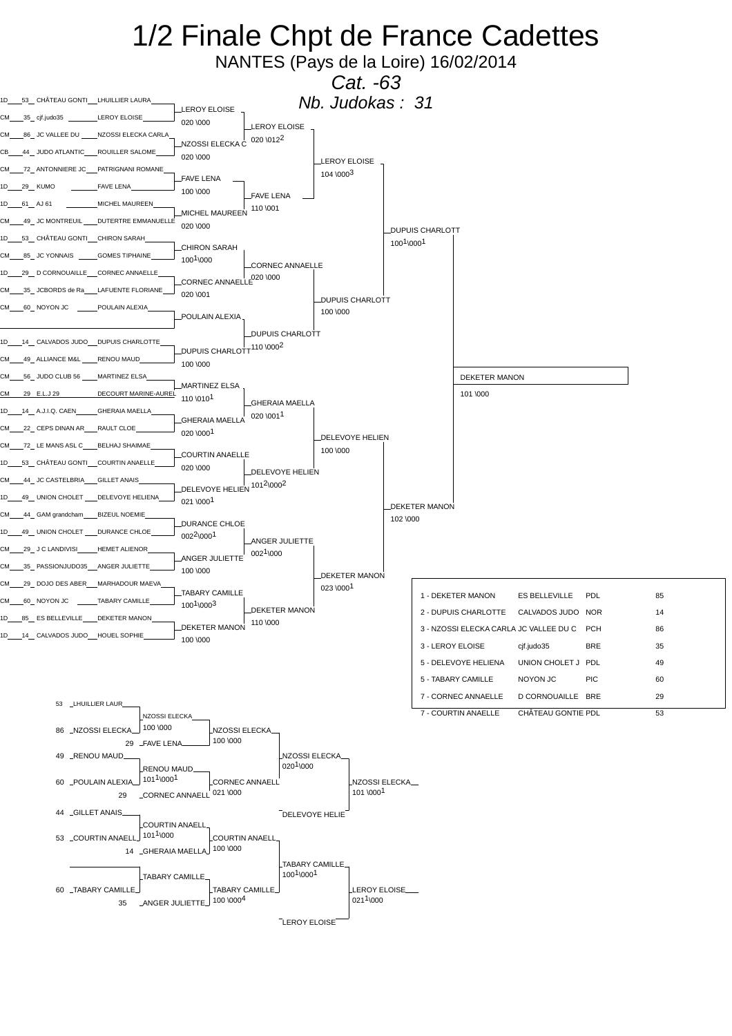# 1/2 Finale Chpt de France Cadettes

NANTES (Pays de la Loire) 16/02/2014

*Cat. -63*

*Nb. Judokas : 31*

## Tableau principal

| Grade | Club | Judoka |
|---|---|---|
| 1D | 53 CHÂTEAU GONTI | LHUILLIER LAURA |
| CM | 35 cjf.judo35 | LEROY ELOISE |
| CM | 86 JC VALLEE DU | NZOSSI ELECKA CARLA |
| CB | 44 JUDO ATLANTIC | ROUILLER SALOME |
| CM | 72 ANTONNIERE JC | PATRIGNANI ROMANE |
| 1D | 29 KUMO | FAVE LENA |
| 1D | 61 AJ 61 | MICHEL MAUREEN |
| CM | 49 JC MONTREUIL | DUTERTRE EMMANUELLE |
| 1D | 53 CHÂTEAU GONTI | CHIRON SARAH |
| CM | 85 JC YONNAIS | GOMES TIPHAINE |
| 1D | 29 D CORNOUAILLE | CORNEC ANNAELLE |
| CM | 35 JCBORDS de Ra | LAFUENTE FLORIANE |
| CM | 60 NOYON JC | POULAIN ALEXIA |
| 1D | 14 CALVADOS JUDO | DUPUIS CHARLOTTE |
| CM | 49 ALLIANCE M&L | RENOU MAUD |
| CM | 56 JUDO CLUB 56 | MARTINEZ ELSA |
| CM | 29 E.L.J 29 | DECOURT MARINE-AUREL |
| 1D | 14 A.J.I.Q. CAEN | GHERAIA MAELLA |
| CM | 22 CEPS DINAN AR | RAULT CLOE |
| CM | 72 LE MANS ASL C | BELHAJ SHAIMAE |
| 1D | 53 CHÂTEAU GONTI | COURTIN ANAELLE |
| CM | 44 JC CASTELBRIA | GILLET ANAIS |
| 1D | 49 UNION CHOLET | DELEVOYE HELIENA |
| CM | 44 GAM grandcham | BIZEUL NOEMIE |
| 1D | 49 UNION CHOLET | DURANCE CHLOE |
| CM | 29 J C LANDIVISI | HEMET ALIENOR |
| CM | 35 PASSIONJUDO35 | ANGER JULIETTE |
| CM | 29 DOJO DES ABER | MARHADOUR MAEVA |
| CM | 60 NOYON JC | TABARY CAMILLE |
| 1D | 85 ES BELLEVILLE | DEKETER MANON |
| 1D | 14 CALVADOS JUDO | HOUEL SOPHIE |

**1er tour :** LEROY ELOISE 020 \000 ; NZOSSI ELECKA C 020 \000 ; FAVE LENA 100 \000 ; MICHEL MAUREEN 020 \000 ; CHIRON SARAH 100¹\000 ; CORNEC ANNAELLE 020 \001 ; POULAIN ALEXIA ; DUPUIS CHARLOTT 100 \000 ; MARTINEZ ELSA 110 \010¹ ; GHERAIA MAELLA 020 \000¹ ; COURTIN ANAELLE 020 \000 ; DELEVOYE HELIEN 021 \000¹ ; DURANCE CHLOE 002²\000¹ ; ANGER JULIETTE 100 \000 ; TABARY CAMILLE 100¹\000³ ; DEKETER MANON 100 \000

**2e tour :** LEROY ELOISE 020 \012² ; FAVE LENA 110 \001 ; CORNEC ANNAELLE 020 \000 ; DUPUIS CHARLOTT 110 \000² ; GHERAIA MAELLA 020 \001¹ ; DELEVOYE HELIEN 101²\000² ; ANGER JULIETTE 002¹\000 ; DEKETER MANON 110 \000

**Quarts :** LEROY ELOISE 104 \000³ ; DUPUIS CHARLOTT 100 \000 ; DELEVOYE HELIEN 100 \000 ; DEKETER MANON 023 \000¹

**Demi-finales :** DUPUIS CHARLOTT 100¹\000¹ ; DEKETER MANON 102 \000

**Finale :** DEKETER MANON 101 \000

## Classement

| Place | Judoka | Club | Ligue | Dép. |
|---|---|---|---|---|
| 1 | DEKETER MANON | ES BELLEVILLE | PDL | 85 |
| 2 | DUPUIS CHARLOTTE | CALVADOS JUDO | NOR | 14 |
| 3 | NZOSSI ELECKA CARLA | JC VALLEE DU C | PCH | 86 |
| 3 | LEROY ELOISE | cjf.judo35 | BRE | 35 |
| 5 | DELEVOYE HELIENA | UNION CHOLET J | PDL | 49 |
| 5 | TABARY CAMILLE | NOYON JC | PIC | 60 |
| 7 | CORNEC ANNAELLE | D CORNOUAILLE | BRE | 29 |
| 7 | COURTIN ANAELLE | CHÂTEAU GONTIE | PDL | 53 |

## Repêchages

- 53 LHUILLIER LAUR / 86 NZOSSI ELECKA → NZOSSI ELECKA 100 \000
- NZOSSI ELECKA / 29 FAVE LENA → NZOSSI ELECKA 100 \000
- 49 RENOU MAUD / 60 POULAIN ALEXIA → RENOU MAUD 101¹\000¹
- RENOU MAUD / 29 CORNEC ANNAELL → CORNEC ANNAELL 021 \000
- NZOSSI ELECKA / CORNEC ANNAELL → NZOSSI ELECKA 020¹\000
- NZOSSI ELECKA / DELEVOYE HELIE → NZOSSI ELECKA 101 \000¹
- 44 GILLET ANAIS / 53 COURTIN ANAELL → COURTIN ANAELL 101¹\000
- COURTIN ANAELL / 14 GHERAIA MAELLA → COURTIN ANAELL 100 \000
- — / 60 TABARY CAMILLE → TABARY CAMILLE
- TABARY CAMILLE / 35 ANGER JULIETTE → TABARY CAMILLE 100 \000⁴
- COURTIN ANAELL / TABARY CAMILLE → TABARY CAMILLE 100¹\000¹
- TABARY CAMILLE / LEROY ELOISE → LEROY ELOISE 021¹\000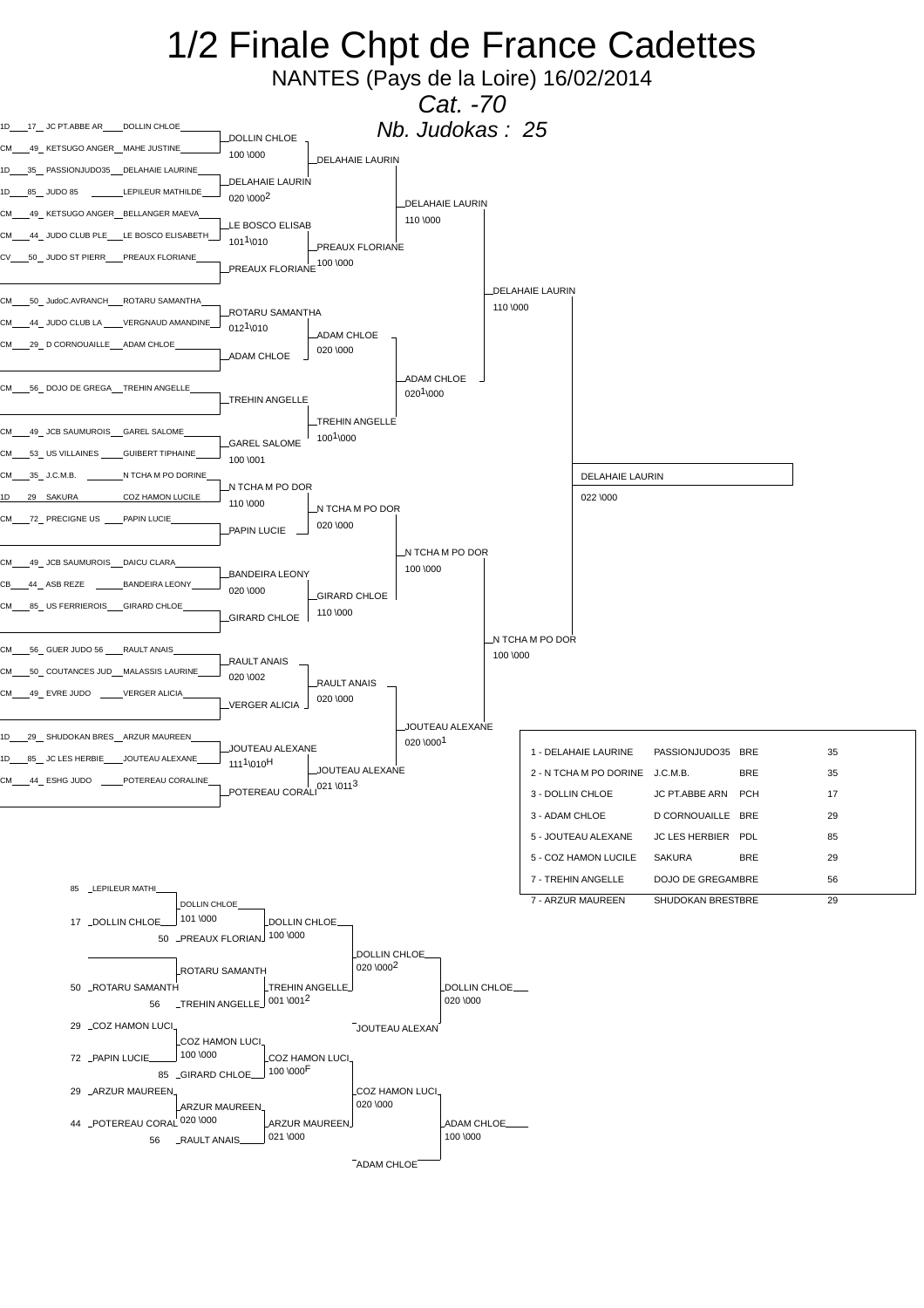# 1/2 Finale Chpt de France Cadettes

NANTES (Pays de la Loire) 16/02/2014

*Cat. -70*

*Nb. Judokas : 25*

## Tableau principal

| Ligue | Dép | Club | Nom |
|---|---|---|---|
| 1D | 17 | JC PT.ABBE AR | DOLLIN CHLOE |
| CM | 49 | KETSUGO ANGER | MAHE JUSTINE |
| 1D | 35 | PASSIONJUDO35 | DELAHAIE LAURINE |
| 1D | 85 | JUDO 85 | LEPILEUR MATHILDE |
| CM | 49 | KETSUGO ANGER | BELLANGER MAEVA |
| CM | 44 | JUDO CLUB PLE | LE BOSCO ELISABETH |
| CV | 50 | JUDO ST PIERR | PREAUX FLORIANE |
| CM | 50 | JudoC.AVRANCH | ROTARU SAMANTHA |
| CM | 44 | JUDO CLUB LA | VERGNAUD AMANDINE |
| CM | 29 | D CORNOUAILLE | ADAM CHLOE |
| CM | 56 | DOJO DE GREGA | TREHIN ANGELLE |
| CM | 49 | JCB SAUMUROIS | GAREL SALOME |
| CM | 53 | US VILLAINES | GUIBERT TIPHAINE |
| CM | 35 | J.C.M.B. | N TCHA M PO DORINE |
| 1D | 29 | SAKURA | COZ HAMON LUCILE |
| CM | 72 | PRECIGNE US | PAPIN LUCIE |
| CM | 49 | JCB SAUMUROIS | DAICU CLARA |
| CB | 44 | ASB REZE | BANDEIRA LEONY |
| CM | 85 | US FERRIEROIS | GIRARD CHLOE |
| CM | 56 | GUER JUDO 56 | RAULT ANAIS |
| CM | 50 | COUTANCES JUD | MALASSIS LAURINE |
| CM | 49 | EVRE JUDO | VERGER ALICIA |
| 1D | 29 | SHUDOKAN BRES | ARZUR MAUREEN |
| 1D | 85 | JC LES HERBIE | JOUTEAU ALEXANE |
| CM | 44 | ESHG JUDO | POTEREAU CORALINE |

### Tour 1
- DOLLIN CHLOE 100 \000
- DELAHAIE LAURIN 020 \000[2]
- LE BOSCO ELISAB 101[1]\010
- PREAUX FLORIANE
- ROTARU SAMANTHA 012[1]\010
- ADAM CHLOE
- TREHIN ANGELLE
- GAREL SALOME 100 \001
- N TCHA M PO DOR 110 \000
- PAPIN LUCIE
- BANDEIRA LEONY 020 \000
- GIRARD CHLOE
- RAULT ANAIS 020 \002
- VERGER ALICIA
- JOUTEAU ALEXANE 111[1]\010H
- POTEREAU CORALI

### Tour 2
- DELAHAIE LAURIN
- PREAUX FLORIANE 100 \000
- ADAM CHLOE 020 \000
- TREHIN ANGELLE 100[1]\000
- N TCHA M PO DOR 020 \000
- GIRARD CHLOE 110 \000
- RAULT ANAIS 020 \000
- JOUTEAU ALEXANE 021 \011[3]

### Tour 3
- DELAHAIE LAURIN 110 \000
- ADAM CHLOE 020[1]\000
- N TCHA M PO DOR 100 \000
- JOUTEAU ALEXANE 020 \000[1]

### Demi-finales
- DELAHAIE LAURIN 110 \000
- N TCHA M PO DOR 100 \000

### Finale
- DELAHAIE LAURIN 022 \000

## Repêchages

- 85 LEPILEUR MATHI / 17 DOLLIN CHLOE → DOLLIN CHLOE 101 \000
- DOLLIN CHLOE / 50 PREAUX FLORIAN → DOLLIN CHLOE 100 \000
- DOLLIN CHLOE 020 \000[2]
- 50 ROTARU SAMANTH → ROTARU SAMANTH
- ROTARU SAMANTH / 56 TREHIN ANGELLE → TREHIN ANGELLE 001 \001[2]
- DOLLIN CHLOE / JOUTEAU ALEXAN → DOLLIN CHLOE 020 \000
- 29 COZ HAMON LUCI → COZ HAMON LUCI 100 \000
- COZ HAMON LUCI / 72 PAPIN LUCIE / 85 GIRARD CHLOE → COZ HAMON LUCI 100 \000F
- 29 ARZUR MAUREEN / 44 POTEREAU CORAL → ARZUR MAUREEN 020 \000
- ARZUR MAUREEN / 56 RAULT ANAIS → ARZUR MAUREEN 021 \000
- COZ HAMON LUCI 020 \000
- COZ HAMON LUCI / ADAM CHLOE → ADAM CHLOE 100 \000

## Classement

| Place - Nom | Club | Ligue | Dép |
|---|---|---|---|
| 1 - DELAHAIE LAURINE | PASSIONJUDO35 | BRE | 35 |
| 2 - N TCHA M PO DORINE | J.C.M.B. | BRE | 35 |
| 3 - DOLLIN CHLOE | JC PT.ABBE ARN | PCH | 17 |
| 3 - ADAM CHLOE | D CORNOUAILLE | BRE | 29 |
| 5 - JOUTEAU ALEXANE | JC LES HERBIER | PDL | 85 |
| 5 - COZ HAMON LUCILE | SAKURA | BRE | 29 |
| 7 - TREHIN ANGELLE | DOJO DE GREGAM | BRE | 56 |
| 7 - ARZUR MAUREEN | SHUDOKAN BREST | BRE | 29 |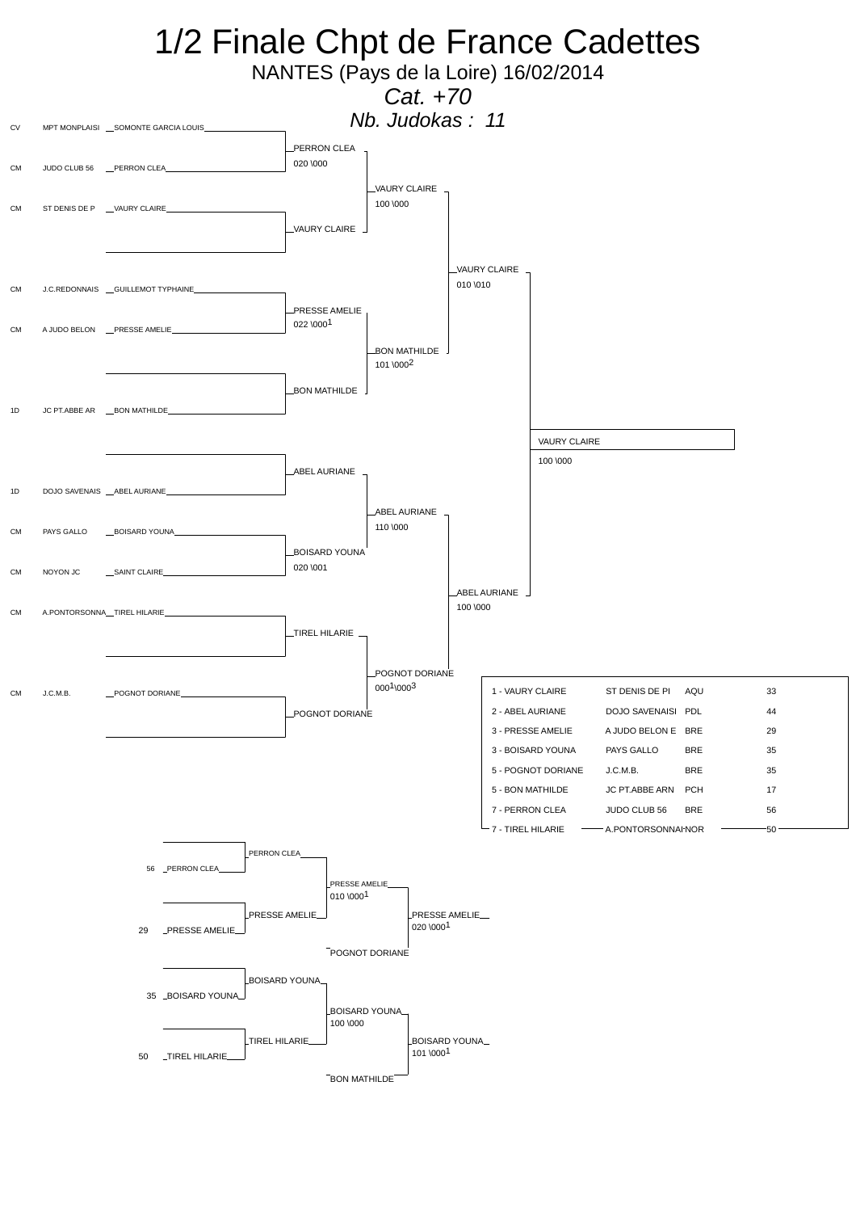# 1/2 Finale Chpt de France Cadettes

NANTES (Pays de la Loire) 16/02/2014

*Cat. +70*

*Nb. Judokas : 11*

CV MPT MONPLAISI SOMONTE GARCIA LOUIS

CM JUDO CLUB 56 PERRON CLEA

CM ST DENIS DE P VAURY CLAIRE

CM J.C.REDONNAIS GUILLEMOT TYPHAINE

CM A JUDO BELON PRESSE AMELIE

1D JC PT.ABBE AR BON MATHILDE

1D DOJO SAVENAIS ABEL AURIANE

CM PAYS GALLO BOISARD YOUNA

CM NOYON JC SAINT CLAIRE

CM A.PONTORSONNA TIREL HILARIE

CM J.C.M.B. POGNOT DORIANE

PERRON CLEA
020 \000

VAURY CLAIRE

PRESSE AMELIE
022 \000[1]

BON MATHILDE

ABEL AURIANE

BOISARD YOUNA
020 \001

TIREL HILARIE

POGNOT DORIANE

VAURY CLAIRE
100 \000

BON MATHILDE
101 \000[2]

ABEL AURIANE
110 \000

POGNOT DORIANE
000[1]\000[3]

VAURY CLAIRE
010 \010

ABEL AURIANE
100 \000

VAURY CLAIRE
100 \000

| | | | | |
|---|---|---|---|---|
| 1 - VAURY CLAIRE | ST DENIS DE PI | AQU | | 33 |
| 2 - ABEL AURIANE | DOJO SAVENAISI | PDL | | 44 |
| 3 - PRESSE AMELIE | A JUDO BELON E | BRE | | 29 |
| 3 - BOISARD YOUNA | PAYS GALLO | BRE | | 35 |
| 5 - POGNOT DORIANE | J.C.M.B. | BRE | | 35 |
| 5 - BON MATHILDE | JC PT.ABBE ARN | PCH | | 17 |
| 7 - PERRON CLEA | JUDO CLUB 56 | BRE | | 56 |
| 7 - TIREL HILARIE | A.PONTORSONNAI | NOR | | 50 |

56 PERRON CLEA

29 PRESSE AMELIE

PERRON CLEA

PRESSE AMELIE

PRESSE AMELIE
010 \000[1]

PRESSE AMELIE
020 \000[1]

POGNOT DORIANE

35 BOISARD YOUNA

50 TIREL HILARIE

BOISARD YOUNA

TIREL HILARIE

BOISARD YOUNA
100 \000

BOISARD YOUNA
101 \000[1]

BON MATHILDE